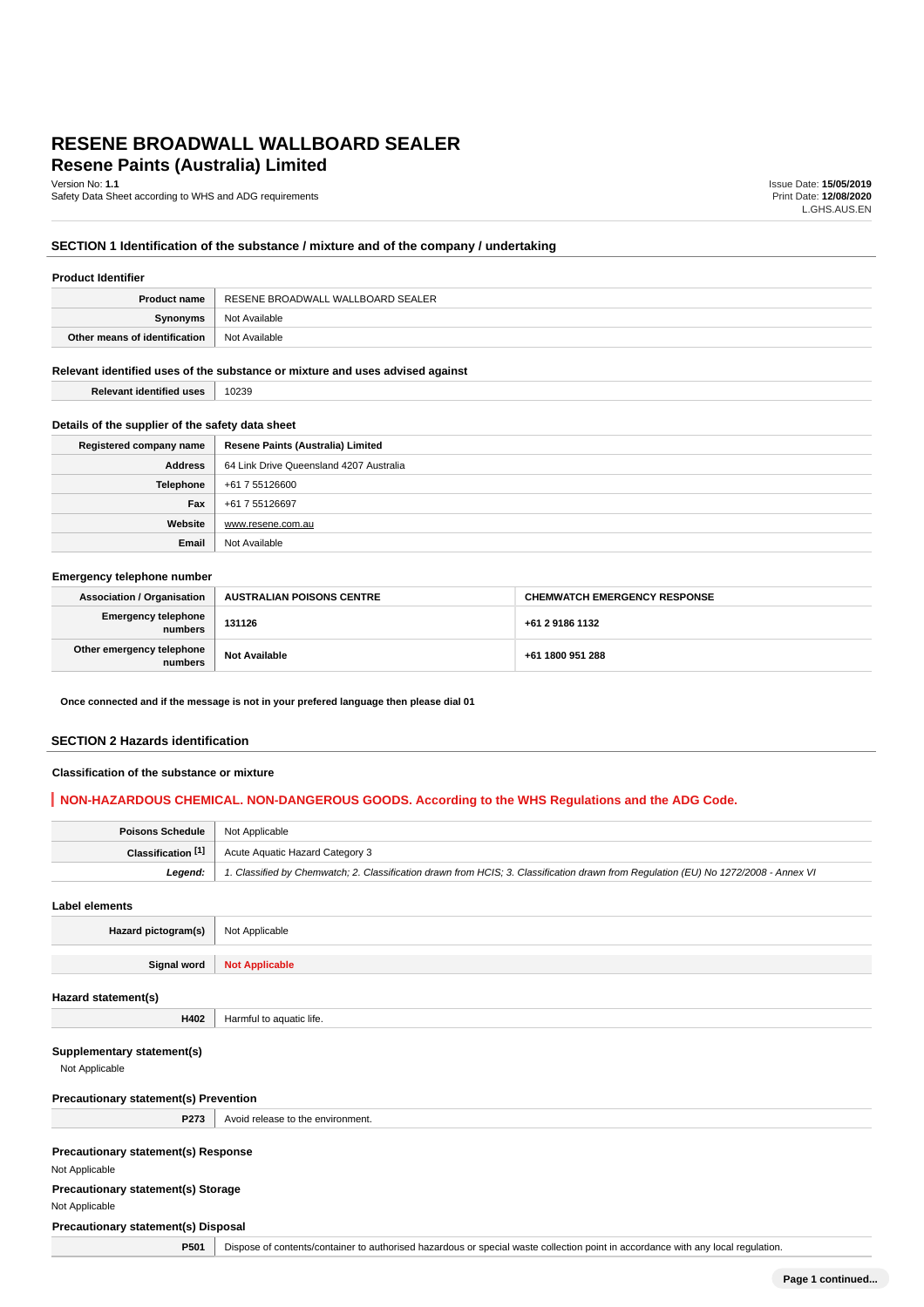# RESENE BROADWALL WALLBOARD SEALER

## Resene Paints (Australia) Limited

Version No: **1.1**
Safety Data Sheet according to WHS and ADG requirements

Issue Date: **15/05/2019**
Print Date: **12/08/2020**
L.GHS.AUS.EN

## SECTION 1 Identification of the substance / mixture and of the company / undertaking

### Product Identifier

| | |
|---|---|
| **Product name** | RESENE BROADWALL WALLBOARD SEALER |
| **Synonyms** | Not Available |
| **Other means of identification** | Not Available |

### Relevant identified uses of the substance or mixture and uses advised against

| | |
|---|---|
| **Relevant identified uses** | 10239 |

### Details of the supplier of the safety data sheet

| | |
|---|---|
| **Registered company name** | **Resene Paints (Australia) Limited** |
| **Address** | 64 Link Drive Queensland 4207 Australia |
| **Telephone** | +61 7 55126600 |
| **Fax** | +61 7 55126697 |
| **Website** | www.resene.com.au |
| **Email** | Not Available |

### Emergency telephone number

| | | |
|---|---|---|
| **Association / Organisation** | **AUSTRALIAN POISONS CENTRE** | **CHEMWATCH EMERGENCY RESPONSE** |
| **Emergency telephone numbers** | **131126** | **+61 2 9186 1132** |
| **Other emergency telephone numbers** | **Not Available** | **+61 1800 951 288** |

**Once connected and if the message is not in your prefered language then please dial 01**

## SECTION 2 Hazards identification

### Classification of the substance or mixture

**NON-HAZARDOUS CHEMICAL. NON-DANGEROUS GOODS. According to the WHS Regulations and the ADG Code.**

| | |
|---|---|
| **Poisons Schedule** | Not Applicable |
| **Classification [1]** | Acute Aquatic Hazard Category 3 |
| ***Legend:*** | *1. Classified by Chemwatch; 2. Classification drawn from HCIS; 3. Classification drawn from Regulation (EU) No 1272/2008 - Annex VI* |

### Label elements

| | |
|---|---|
| **Hazard pictogram(s)** | Not Applicable |
| **Signal word** | **Not Applicable** |

### Hazard statement(s)

| | |
|---|---|
| **H402** | Harmful to aquatic life. |

### Supplementary statement(s)

Not Applicable

### Precautionary statement(s) Prevention

| | |
|---|---|
| **P273** | Avoid release to the environment. |

### Precautionary statement(s) Response

Not Applicable

### Precautionary statement(s) Storage

Not Applicable

### Precautionary statement(s) Disposal

| | |
|---|---|
| **P501** | Dispose of contents/container to authorised hazardous or special waste collection point in accordance with any local regulation. |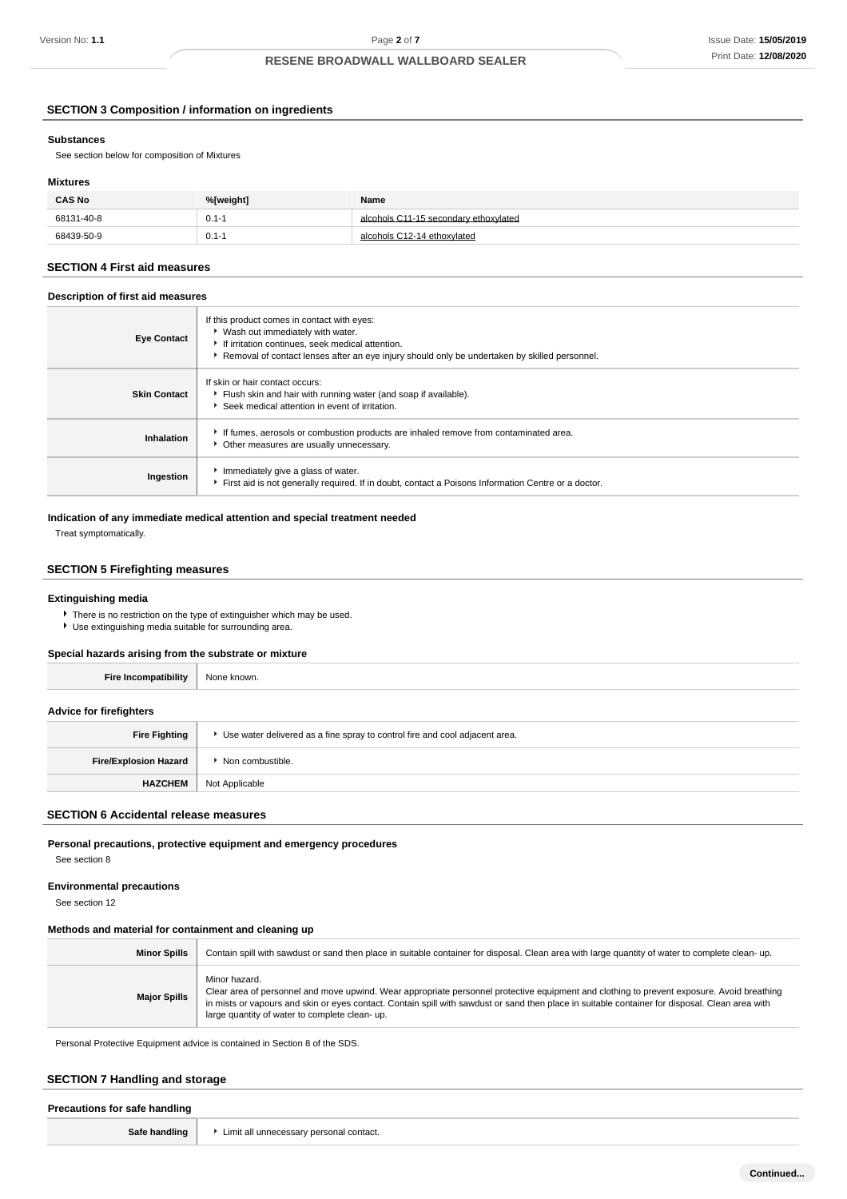## SECTION 3 Composition / information on ingredients

### Substances

See section below for composition of Mixtures

### Mixtures

| CAS No | %[weight] | Name |
|---|---|---|
| 68131-40-8 | 0.1-1 | alcohols C11-15 secondary ethoxylated |
| 68439-50-9 | 0.1-1 | alcohols C12-14 ethoxylated |

## SECTION 4 First aid measures

### Description of first aid measures

| | |
|---|---|
| **Eye Contact** | If this product comes in contact with eyes:<br>▸ Wash out immediately with water.<br>▸ If irritation continues, seek medical attention.<br>▸ Removal of contact lenses after an eye injury should only be undertaken by skilled personnel. |
| **Skin Contact** | If skin or hair contact occurs:<br>▸ Flush skin and hair with running water (and soap if available).<br>▸ Seek medical attention in event of irritation. |
| **Inhalation** | ▸ If fumes, aerosols or combustion products are inhaled remove from contaminated area.<br>▸ Other measures are usually unnecessary. |
| **Ingestion** | ▸ Immediately give a glass of water.<br>▸ First aid is not generally required. If in doubt, contact a Poisons Information Centre or a doctor. |

### Indication of any immediate medical attention and special treatment needed

Treat symptomatically.

## SECTION 5 Firefighting measures

### Extinguishing media

- There is no restriction on the type of extinguisher which may be used.
- Use extinguishing media suitable for surrounding area.

### Special hazards arising from the substrate or mixture

| | |
|---|---|
| **Fire Incompatibility** | None known. |

### Advice for firefighters

| | |
|---|---|
| **Fire Fighting** | ▸ Use water delivered as a fine spray to control fire and cool adjacent area. |
| **Fire/Explosion Hazard** | ▸ Non combustible. |
| **HAZCHEM** | Not Applicable |

## SECTION 6 Accidental release measures

### Personal precautions, protective equipment and emergency procedures

See section 8

### Environmental precautions

See section 12

### Methods and material for containment and cleaning up

| | |
|---|---|
| **Minor Spills** | Contain spill with sawdust or sand then place in suitable container for disposal. Clean area with large quantity of water to complete clean- up. |
| **Major Spills** | Minor hazard.<br>Clear area of personnel and move upwind. Wear appropriate personnel protective equipment and clothing to prevent exposure. Avoid breathing in mists or vapours and skin or eyes contact. Contain spill with sawdust or sand then place in suitable container for disposal. Clean area with large quantity of water to complete clean- up. |

Personal Protective Equipment advice is contained in Section 8 of the SDS.

## SECTION 7 Handling and storage

### Precautions for safe handling

| | |
|---|---|
| **Safe handling** | ▸ Limit all unnecessary personal contact. |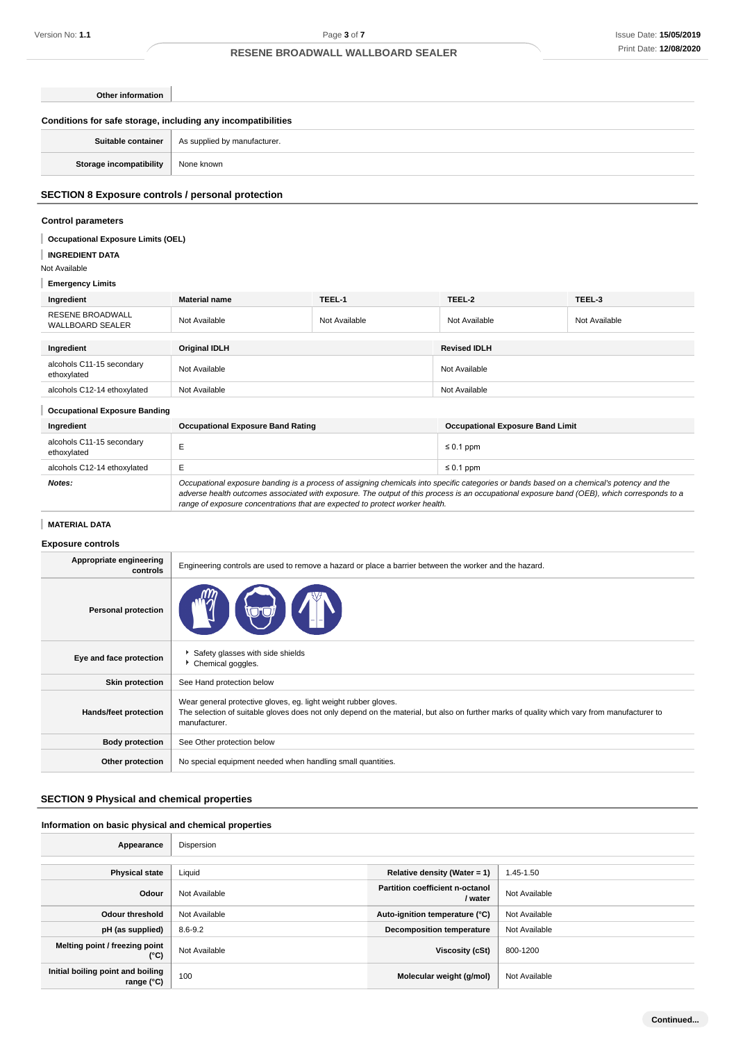| Other information | |
|---|---|

### Conditions for safe storage, including any incompatibilities

| Suitable container | As supplied by manufacturer. |
|---|---|
| Storage incompatibility | None known |

## SECTION 8 Exposure controls / personal protection

### Control parameters

**Occupational Exposure Limits (OEL)**

**INGREDIENT DATA**

Not Available

**Emergency Limits**

| Ingredient | Material name | TEEL-1 | TEEL-2 | TEEL-3 |
|---|---|---|---|---|
| RESENE BROADWALL WALLBOARD SEALER | Not Available | Not Available | Not Available | Not Available |

| Ingredient | Original IDLH | Revised IDLH |
|---|---|---|
| alcohols C11-15 secondary ethoxylated | Not Available | Not Available |
| alcohols C12-14 ethoxylated | Not Available | Not Available |

**Occupational Exposure Banding**

| Ingredient | Occupational Exposure Band Rating | Occupational Exposure Band Limit |
|---|---|---|
| alcohols C11-15 secondary ethoxylated | E | ≤ 0.1 ppm |
| alcohols C12-14 ethoxylated | E | ≤ 0.1 ppm |
| ***Notes:*** | *Occupational exposure banding is a process of assigning chemicals into specific categories or bands based on a chemical's potency and the adverse health outcomes associated with exposure. The output of this process is an occupational exposure band (OEB), which corresponds to a range of exposure concentrations that are expected to protect worker health.* | |

**MATERIAL DATA**

### Exposure controls

| Appropriate engineering controls | Engineering controls are used to remove a hazard or place a barrier between the worker and the hazard. |
|---|---|
| Personal protection | |
| Eye and face protection | - Safety glasses with side shields<br>- Chemical goggles. |
| Skin protection | See Hand protection below |
| Hands/feet protection | Wear general protective gloves, eg. light weight rubber gloves.<br>The selection of suitable gloves does not only depend on the material, but also on further marks of quality which vary from manufacturer to manufacturer. |
| Body protection | See Other protection below |
| Other protection | No special equipment needed when handling small quantities. |

## SECTION 9 Physical and chemical properties

### Information on basic physical and chemical properties

| Appearance | Dispersion | | |
|---|---|---|---|
| Physical state | Liquid | Relative density (Water = 1) | 1.45-1.50 |
| Odour | Not Available | Partition coefficient n-octanol / water | Not Available |
| Odour threshold | Not Available | Auto-ignition temperature (°C) | Not Available |
| pH (as supplied) | 8.6-9.2 | Decomposition temperature | Not Available |
| Melting point / freezing point (°C) | Not Available | Viscosity (cSt) | 800-1200 |
| Initial boiling point and boiling range (°C) | 100 | Molecular weight (g/mol) | Not Available |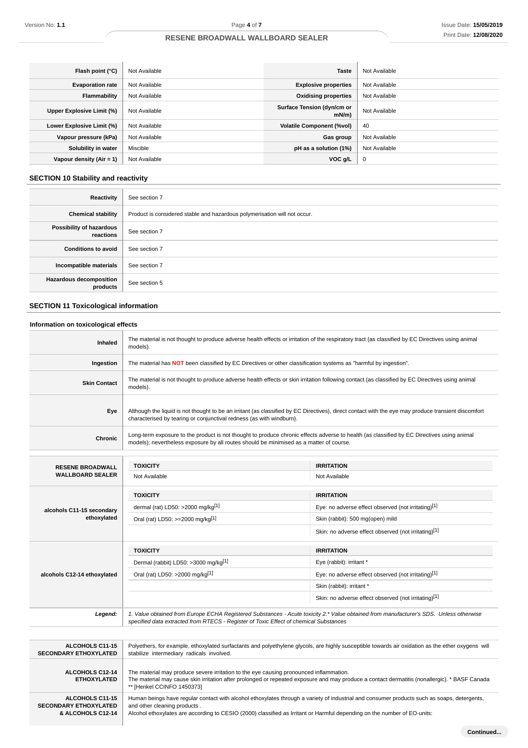| Flash point (°C) | Not Available | Taste | Not Available |
|---|---|---|---|
| Evaporation rate | Not Available | Explosive properties | Not Available |
| Flammability | Not Available | Oxidising properties | Not Available |
| Upper Explosive Limit (%) | Not Available | Surface Tension (dyn/cm or mN/m) | Not Available |
| Lower Explosive Limit (%) | Not Available | Volatile Component (%vol) | 40 |
| Vapour pressure (kPa) | Not Available | Gas group | Not Available |
| Solubility in water | Miscible | pH as a solution (1%) | Not Available |
| Vapour density (Air = 1) | Not Available | VOC g/L | 0 |

## SECTION 10 Stability and reactivity

| | |
|---|---|
| Reactivity | See section 7 |
| Chemical stability | Product is considered stable and hazardous polymerisation will not occur. |
| Possibility of hazardous reactions | See section 7 |
| Conditions to avoid | See section 7 |
| Incompatible materials | See section 7 |
| Hazardous decomposition products | See section 5 |

## SECTION 11 Toxicological information

### Information on toxicological effects

| | |
|---|---|
| Inhaled | The material is not thought to produce adverse health effects or irritation of the respiratory tract (as classified by EC Directives using animal models). |
| Ingestion | The material has **NOT** been classified by EC Directives or other classification systems as "harmful by ingestion". |
| Skin Contact | The material is not thought to produce adverse health effects or skin irritation following contact (as classified by EC Directives using animal models). |
| Eye | Although the liquid is not thought to be an irritant (as classified by EC Directives), direct contact with the eye may produce transient discomfort characterised by tearing or conjunctival redness (as with windburn). |
| Chronic | Long-term exposure to the product is not thought to produce chronic effects adverse to health (as classified by EC Directives using animal models); nevertheless exposure by all routes should be minimised as a matter of course. |

| | TOXICITY | IRRITATION |
|---|---|---|
| RESENE BROADWALL WALLBOARD SEALER | Not Available | Not Available |
| alcohols C11-15 secondary ethoxylated | dermal (rat) LD50: >2000 mg/kg[1] | Eye: no adverse effect observed (not irritating)[1] |
| | Oral (rat) LD50: >=2000 mg/kg[1] | Skin (rabbit): 500 mg(open) mild |
| | | Skin: no adverse effect observed (not irritating)[1] |
| alcohols C12-14 ethoxylated | Dermal (rabbit) LD50: >3000 mg/kg[1] | Eye (rabbit): irritant * |
| | Oral (rat) LD50: >2000 mg/kg[1] | Eye: no adverse effect observed (not irritating)[1] |
| | | Skin (rabbit): irritant * |
| | | Skin: no adverse effect observed (not irritating)[1] |
| *Legend:* | *1. Value obtained from Europe ECHA Registered Substances - Acute toxicity 2.* Value obtained from manufacturer's SDS. Unless otherwise specified data extracted from RTECS - Register of Toxic Effect of chemical Substances* | |

| | |
|---|---|
| ALCOHOLS C11-15 SECONDARY ETHOXYLATED | Polyethers, for example, ethoxylated surfactants and polyethylene glycols, are highly susceptible towards air oxidation as the ether oxygens will stabilize intermediary radicals involved. |
| ALCOHOLS C12-14 ETHOXYLATED | The material may produce severe irritation to the eye causing pronounced inflammation.<br>The material may cause skin irritation after prolonged or repeated exposure and may produce a contact dermatitis (nonallergic). * BASF Canada ** [Henkel CCINFO 1450373] |
| ALCOHOLS C11-15 SECONDARY ETHOXYLATED & ALCOHOLS C12-14 | Human beings have regular contact with alcohol ethoxylates through a variety of industrial and consumer products such as soaps, detergents, and other cleaning products .<br>Alcohol ethoxylates are according to CESIO (2000) classified as Irritant or Harmful depending on the number of EO-units: |

Continued...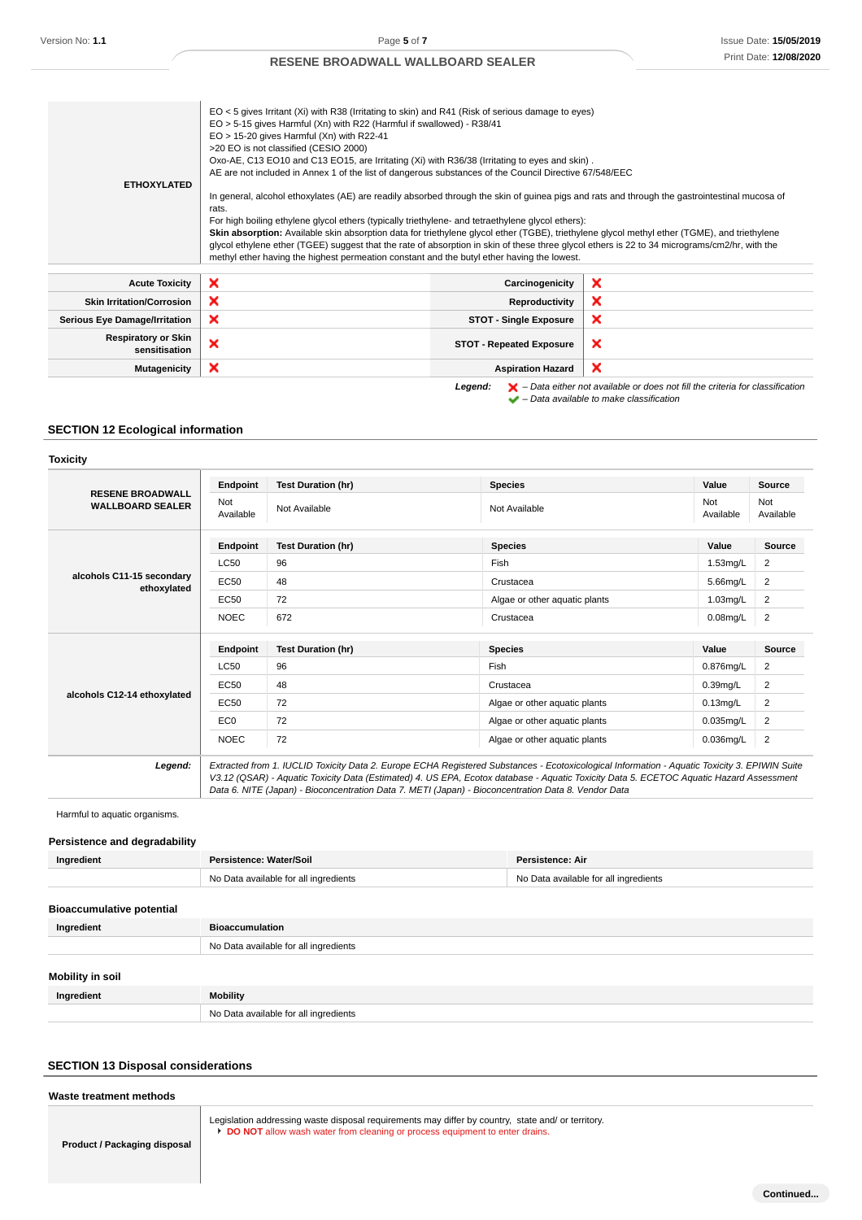| ETHOXYLATED | EO < 5 gives Irritant (Xi) with R38 (Irritating to skin) and R41 (Risk of serious damage to eyes)<br>EO > 5-15 gives Harmful (Xn) with R22 (Harmful if swallowed) - R38/41<br>EO > 15-20 gives Harmful (Xn) with R22-41<br>>20 EO is not classified (CESIO 2000)<br>Oxo-AE, C13 EO10 and C13 EO15, are Irritating (Xi) with R36/38 (Irritating to eyes and skin) .<br>AE are not included in Annex 1 of the list of dangerous substances of the Council Directive 67/548/EEC<br><br>In general, alcohol ethoxylates (AE) are readily absorbed through the skin of guinea pigs and rats and through the gastrointestinal mucosa of rats.<br>For high boiling ethylene glycol ethers (typically triethylene- and tetraethylene glycol ethers):<br>**Skin absorption:** Available skin absorption data for triethylene glycol ether (TGBE), triethylene glycol methyl ether (TGME), and triethylene glycol ethylene ether (TGEE) suggest that the rate of absorption in skin of these three glycol ethers is 22 to 34 micrograms/cm2/hr, with the methyl ether having the highest permeation constant and the butyl ether having the lowest. |
|---|---|

| Acute Toxicity | ❌ | Carcinogenicity | ❌ |
|---|---|---|---|
| Skin Irritation/Corrosion | ❌ | Reproductivity | ❌ |
| Serious Eye Damage/Irritation | ❌ | STOT - Single Exposure | ❌ |
| Respiratory or Skin sensitisation | ❌ | STOT - Repeated Exposure | ❌ |
| Mutagenicity | ❌ | Aspiration Hazard | ❌ |

*Legend:* ❌ *– Data either not available or does not fill the criteria for classification*
✔ *– Data available to make classification*

## SECTION 12 Ecological information

### Toxicity

| Ingredient | Endpoint | Test Duration (hr) | Species | Value | Source |
|---|---|---|---|---|---|
| RESENE BROADWALL WALLBOARD SEALER | Not Available | Not Available | Not Available | Not Available | Not Available |
| alcohols C11-15 secondary ethoxylated | LC50 | 96 | Fish | 1.53mg/L | 2 |
| | EC50 | 48 | Crustacea | 5.66mg/L | 2 |
| | EC50 | 72 | Algae or other aquatic plants | 1.03mg/L | 2 |
| | NOEC | 672 | Crustacea | 0.08mg/L | 2 |
| alcohols C12-14 ethoxylated | LC50 | 96 | Fish | 0.876mg/L | 2 |
| | EC50 | 48 | Crustacea | 0.39mg/L | 2 |
| | EC50 | 72 | Algae or other aquatic plants | 0.13mg/L | 2 |
| | EC0 | 72 | Algae or other aquatic plants | 0.035mg/L | 2 |
| | NOEC | 72 | Algae or other aquatic plants | 0.036mg/L | 2 |

***Legend:*** *Extracted from 1. IUCLID Toxicity Data 2. Europe ECHA Registered Substances - Ecotoxicological Information - Aquatic Toxicity 3. EPIWIN Suite V3.12 (QSAR) - Aquatic Toxicity Data (Estimated) 4. US EPA, Ecotox database - Aquatic Toxicity Data 5. ECETOC Aquatic Hazard Assessment Data 6. NITE (Japan) - Bioconcentration Data 7. METI (Japan) - Bioconcentration Data 8. Vendor Data*

Harmful to aquatic organisms.

### Persistence and degradability

| Ingredient | Persistence: Water/Soil | Persistence: Air |
|---|---|---|
| | No Data available for all ingredients | No Data available for all ingredients |

### Bioaccumulative potential

| Ingredient | Bioaccumulation |
|---|---|
| | No Data available for all ingredients |

### Mobility in soil

| Ingredient | Mobility |
|---|---|
| | No Data available for all ingredients |

## SECTION 13 Disposal considerations

### Waste treatment methods

| Product / Packaging disposal | Legislation addressing waste disposal requirements may differ by country, state and/ or territory.<br>▸ **DO NOT** allow wash water from cleaning or process equipment to enter drains. |
|---|---|

Continued...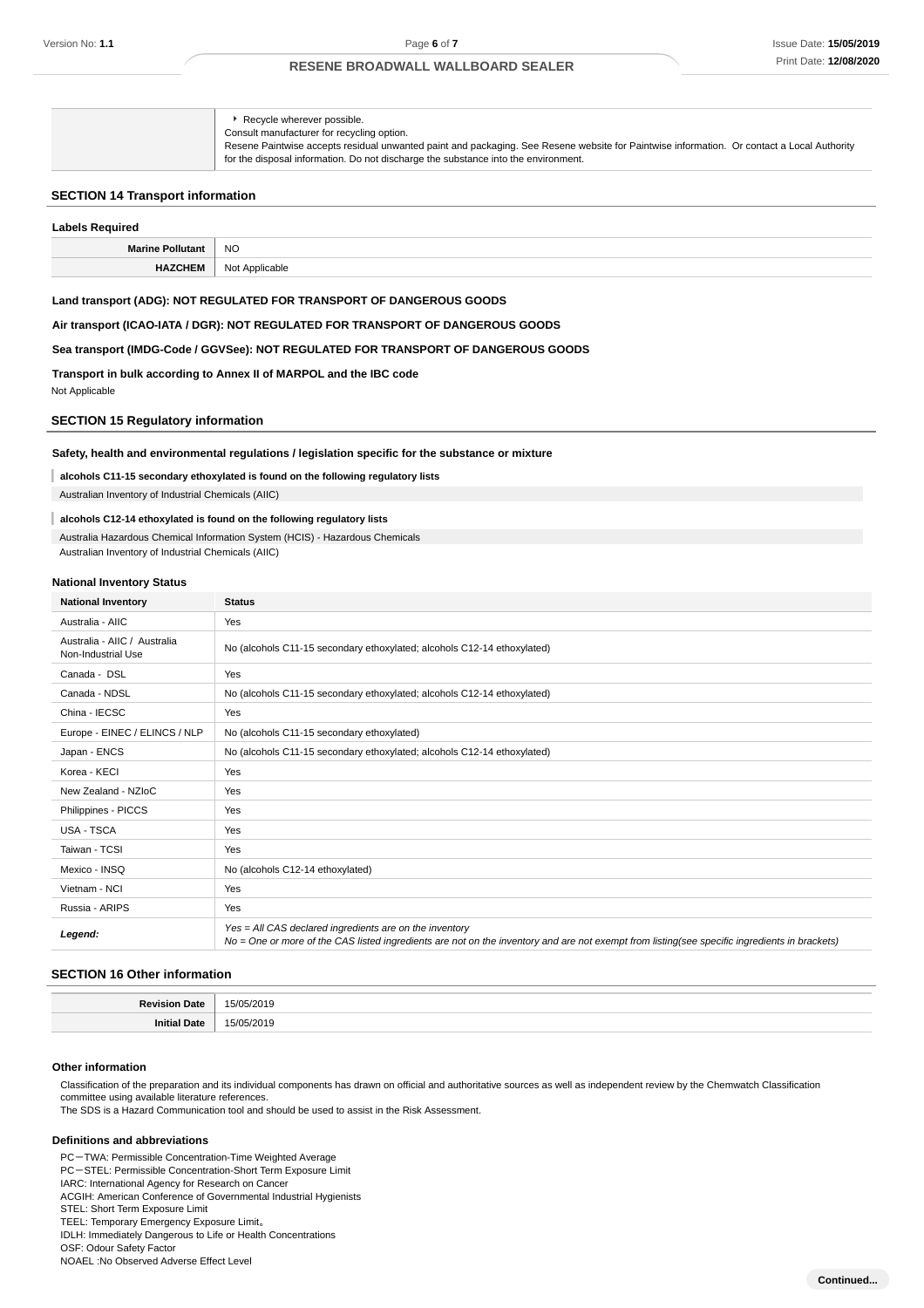| | |
|---|---|
| | ▸ Recycle wherever possible.<br>Consult manufacturer for recycling option.<br>Resene Paintwise accepts residual unwanted paint and packaging. See Resene website for Paintwise information. Or contact a Local Authority for the disposal information. Do not discharge the substance into the environment. |

## SECTION 14 Transport information

### Labels Required

| | |
|---|---|
| **Marine Pollutant** | NO |
| **HAZCHEM** | Not Applicable |

**Land transport (ADG): NOT REGULATED FOR TRANSPORT OF DANGEROUS GOODS**

**Air transport (ICAO-IATA / DGR): NOT REGULATED FOR TRANSPORT OF DANGEROUS GOODS**

**Sea transport (IMDG-Code / GGVSee): NOT REGULATED FOR TRANSPORT OF DANGEROUS GOODS**

**Transport in bulk according to Annex II of MARPOL and the IBC code**

Not Applicable

## SECTION 15 Regulatory information

**Safety, health and environmental regulations / legislation specific for the substance or mixture**

**alcohols C11-15 secondary ethoxylated is found on the following regulatory lists**

Australian Inventory of Industrial Chemicals (AIIC)

**alcohols C12-14 ethoxylated is found on the following regulatory lists**

Australia Hazardous Chemical Information System (HCIS) - Hazardous Chemicals
Australian Inventory of Industrial Chemicals (AIIC)

### National Inventory Status

| National Inventory | Status |
|---|---|
| Australia - AIIC | Yes |
| Australia - AIIC / Australia Non-Industrial Use | No (alcohols C11-15 secondary ethoxylated; alcohols C12-14 ethoxylated) |
| Canada - DSL | Yes |
| Canada - NDSL | No (alcohols C11-15 secondary ethoxylated; alcohols C12-14 ethoxylated) |
| China - IECSC | Yes |
| Europe - EINEC / ELINCS / NLP | No (alcohols C11-15 secondary ethoxylated) |
| Japan - ENCS | No (alcohols C11-15 secondary ethoxylated; alcohols C12-14 ethoxylated) |
| Korea - KECI | Yes |
| New Zealand - NZIoC | Yes |
| Philippines - PICCS | Yes |
| USA - TSCA | Yes |
| Taiwan - TCSI | Yes |
| Mexico - INSQ | No (alcohols C12-14 ethoxylated) |
| Vietnam - NCI | Yes |
| Russia - ARIPS | Yes |
| ***Legend:*** | *Yes = All CAS declared ingredients are on the inventory*<br>*No = One or more of the CAS listed ingredients are not on the inventory and are not exempt from listing(see specific ingredients in brackets)* |

## SECTION 16 Other information

| | |
|---|---|
| **Revision Date** | 15/05/2019 |
| **Initial Date** | 15/05/2019 |

### Other information

Classification of the preparation and its individual components has drawn on official and authoritative sources as well as independent review by the Chemwatch Classification committee using available literature references.
The SDS is a Hazard Communication tool and should be used to assist in the Risk Assessment.

### Definitions and abbreviations

PC－TWA: Permissible Concentration-Time Weighted Average
PC－STEL: Permissible Concentration-Short Term Exposure Limit
IARC: International Agency for Research on Cancer
ACGIH: American Conference of Governmental Industrial Hygienists
STEL: Short Term Exposure Limit
TEEL: Temporary Emergency Exposure Limit。
IDLH: Immediately Dangerous to Life or Health Concentrations
OSF: Odour Safety Factor
NOAEL :No Observed Adverse Effect Level

**Continued...**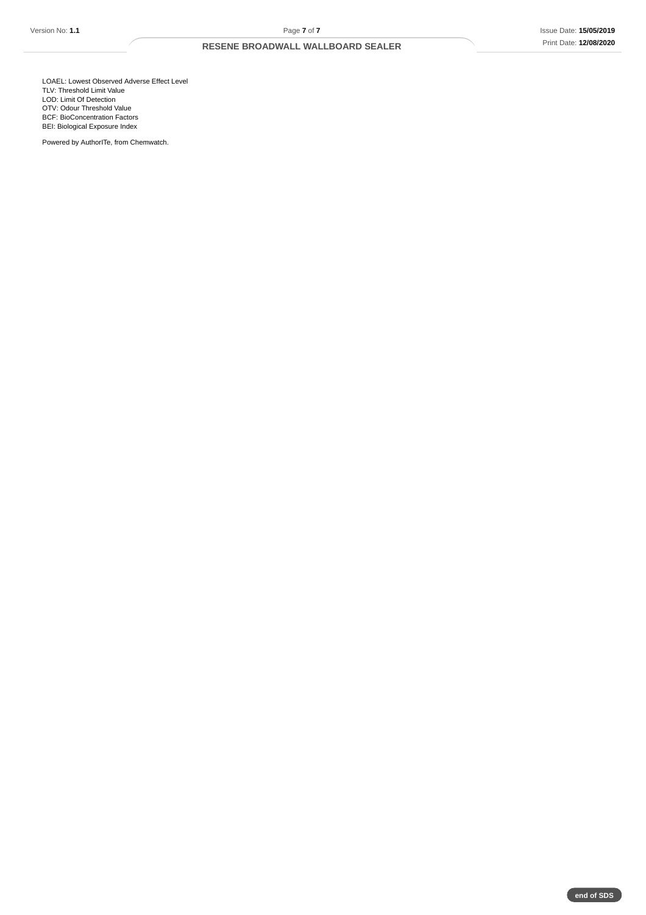LOAEL: Lowest Observed Adverse Effect Level
TLV: Threshold Limit Value
LOD: Limit Of Detection
OTV: Odour Threshold Value
BCF: BioConcentration Factors
BEI: Biological Exposure Index

Powered by AuthorITe, from Chemwatch.

**end of SDS**